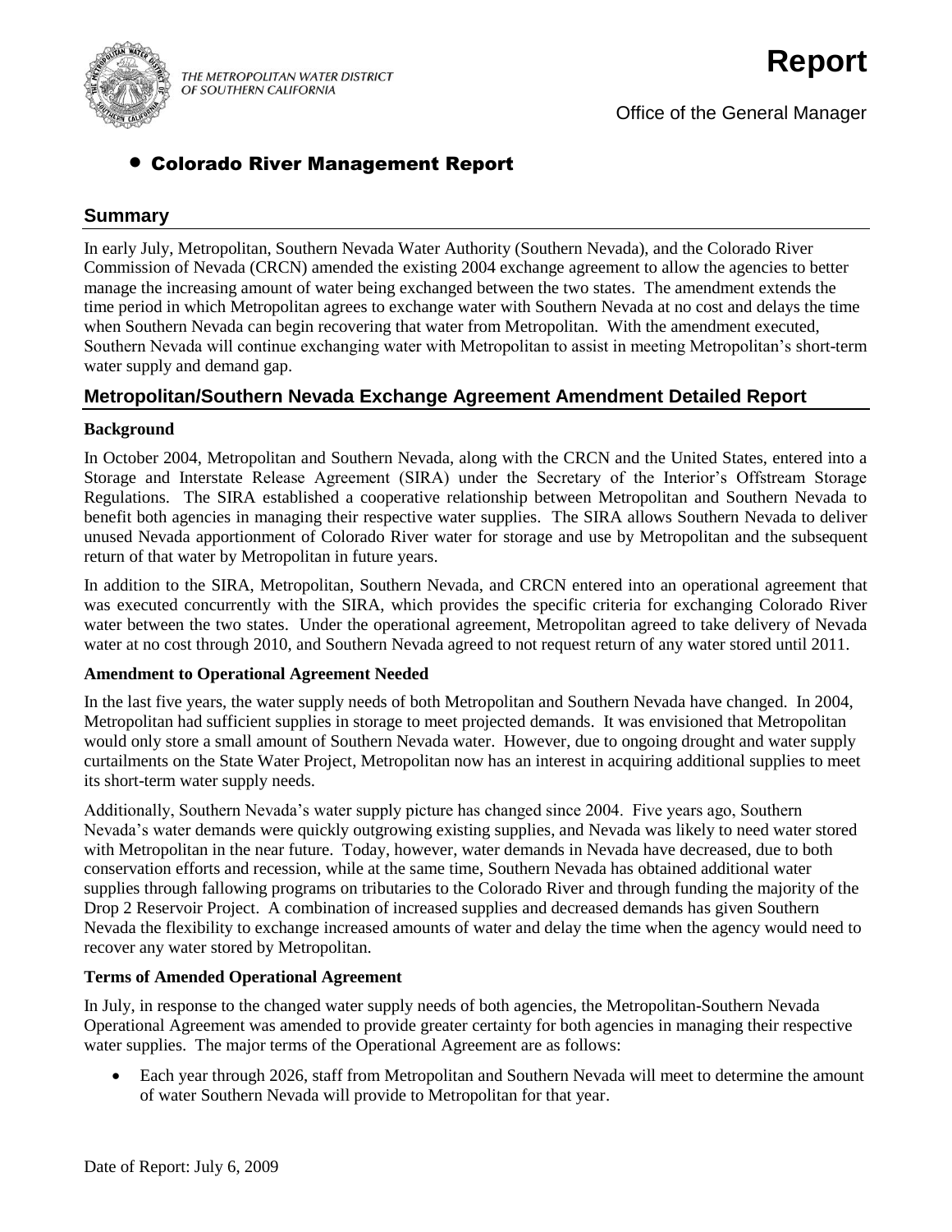THE METROPOLITAN WATER DISTRICT OF SOUTHERN CALIFORNIA

# Report

Office of the General Manager

- **Colorado River Management Report**

## Summary

In early July, Metropolitan, Southern Nevada Water Authority (Southern Nevada), and the Colorado River Commission of Nevada (CRCN) amended the existing 2004 exchange agreement to allow the agencies to better manage the increasing amount of water being exchanged between the two states. The amendment extends the time period in which Metropolitan agrees to exchange water with Southern Nevada at no cost and delays the time when Southern Nevada can begin recovering that water from Metropolitan. With the amendment executed, Southern Nevada will continue exchanging water with Metropolitan to assist in meeting Metropolitan's short-term water supply and demand gap.

## Metropolitan/Southern Nevada Exchange Agreement Amendment Detailed Report

### Background

In October 2004, Metropolitan and Southern Nevada, along with the CRCN and the United States, entered into a Storage and Interstate Release Agreement (SIRA) under the Secretary of the Interior's Offstream Storage Regulations. The SIRA established a cooperative relationship between Metropolitan and Southern Nevada to benefit both agencies in managing their respective water supplies. The SIRA allows Southern Nevada to deliver unused Nevada apportionment of Colorado River water for storage and use by Metropolitan and the subsequent return of that water by Metropolitan in future years.

In addition to the SIRA, Metropolitan, Southern Nevada, and CRCN entered into an operational agreement that was executed concurrently with the SIRA, which provides the specific criteria for exchanging Colorado River water between the two states. Under the operational agreement, Metropolitan agreed to take delivery of Nevada water at no cost through 2010, and Southern Nevada agreed to not request return of any water stored until 2011.

### Amendment to Operational Agreement Needed

In the last five years, the water supply needs of both Metropolitan and Southern Nevada have changed. In 2004, Metropolitan had sufficient supplies in storage to meet projected demands. It was envisioned that Metropolitan would only store a small amount of Southern Nevada water. However, due to ongoing drought and water supply curtailments on the State Water Project, Metropolitan now has an interest in acquiring additional supplies to meet its short-term water supply needs.

Additionally, Southern Nevada's water supply picture has changed since 2004. Five years ago, Southern Nevada's water demands were quickly outgrowing existing supplies, and Nevada was likely to need water stored with Metropolitan in the near future. Today, however, water demands in Nevada have decreased, due to both conservation efforts and recession, while at the same time, Southern Nevada has obtained additional water supplies through fallowing programs on tributaries to the Colorado River and through funding the majority of the Drop 2 Reservoir Project. A combination of increased supplies and decreased demands has given Southern Nevada the flexibility to exchange increased amounts of water and delay the time when the agency would need to recover any water stored by Metropolitan.

### Terms of Amended Operational Agreement

In July, in response to the changed water supply needs of both agencies, the Metropolitan-Southern Nevada Operational Agreement was amended to provide greater certainty for both agencies in managing their respective water supplies. The major terms of the Operational Agreement are as follows:

- Each year through 2026, staff from Metropolitan and Southern Nevada will meet to determine the amount of water Southern Nevada will provide to Metropolitan for that year.

Date of Report: July 6, 2009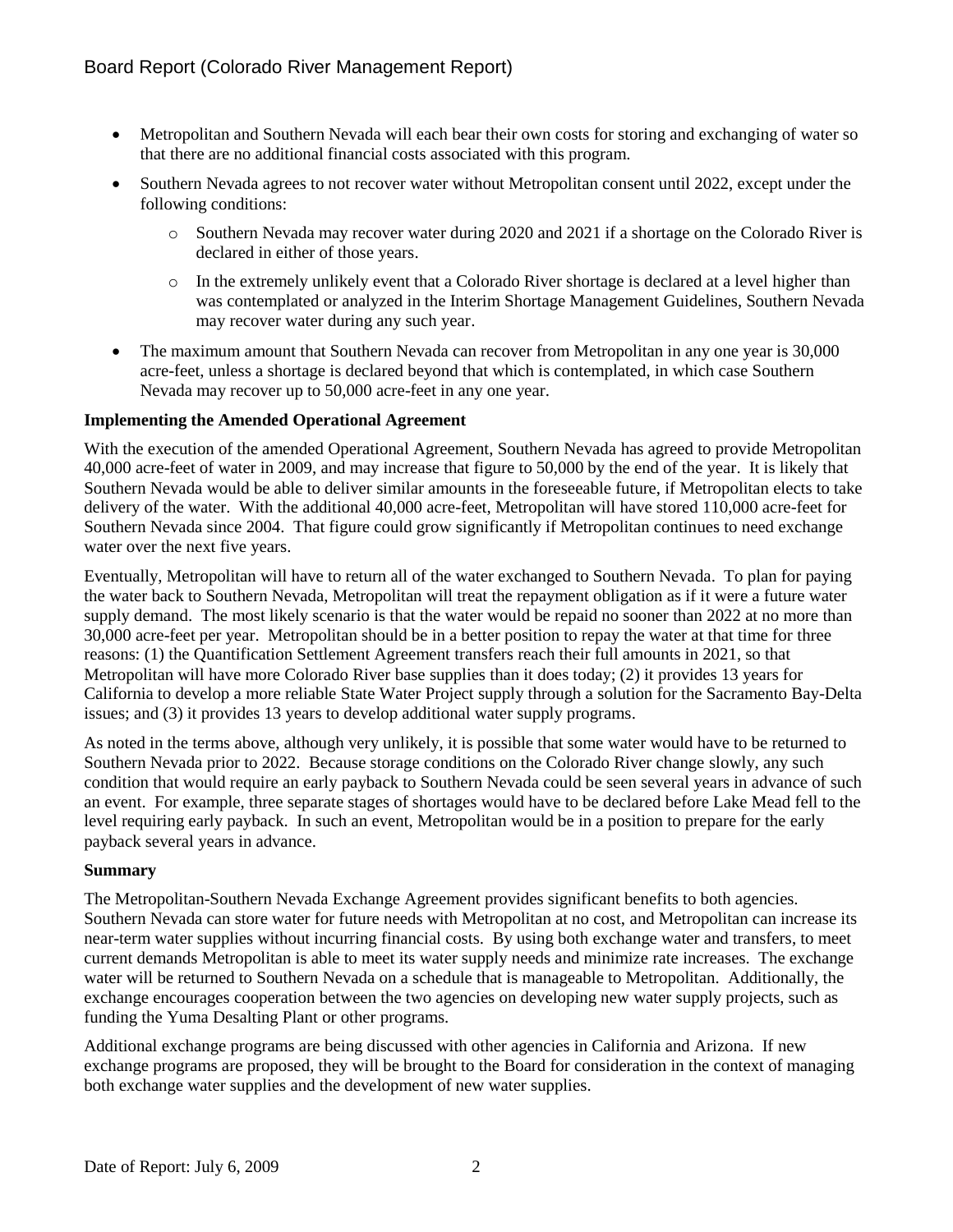- Metropolitan and Southern Nevada will each bear their own costs for storing and exchanging of water so that there are no additional financial costs associated with this program.
- Southern Nevada agrees to not recover water without Metropolitan consent until 2022, except under the following conditions:
    - Southern Nevada may recover water during 2020 and 2021 if a shortage on the Colorado River is declared in either of those years.
    - In the extremely unlikely event that a Colorado River shortage is declared at a level higher than was contemplated or analyzed in the Interim Shortage Management Guidelines, Southern Nevada may recover water during any such year.
- The maximum amount that Southern Nevada can recover from Metropolitan in any one year is 30,000 acre-feet, unless a shortage is declared beyond that which is contemplated, in which case Southern Nevada may recover up to 50,000 acre-feet in any one year.

**Implementing the Amended Operational Agreement**

With the execution of the amended Operational Agreement, Southern Nevada has agreed to provide Metropolitan 40,000 acre-feet of water in 2009, and may increase that figure to 50,000 by the end of the year. It is likely that Southern Nevada would be able to deliver similar amounts in the foreseeable future, if Metropolitan elects to take delivery of the water. With the additional 40,000 acre-feet, Metropolitan will have stored 110,000 acre-feet for Southern Nevada since 2004. That figure could grow significantly if Metropolitan continues to need exchange water over the next five years.

Eventually, Metropolitan will have to return all of the water exchanged to Southern Nevada. To plan for paying the water back to Southern Nevada, Metropolitan will treat the repayment obligation as if it were a future water supply demand. The most likely scenario is that the water would be repaid no sooner than 2022 at no more than 30,000 acre-feet per year. Metropolitan should be in a better position to repay the water at that time for three reasons: (1) the Quantification Settlement Agreement transfers reach their full amounts in 2021, so that Metropolitan will have more Colorado River base supplies than it does today; (2) it provides 13 years for California to develop a more reliable State Water Project supply through a solution for the Sacramento Bay-Delta issues; and (3) it provides 13 years to develop additional water supply programs.

As noted in the terms above, although very unlikely, it is possible that some water would have to be returned to Southern Nevada prior to 2022. Because storage conditions on the Colorado River change slowly, any such condition that would require an early payback to Southern Nevada could be seen several years in advance of such an event. For example, three separate stages of shortages would have to be declared before Lake Mead fell to the level requiring early payback. In such an event, Metropolitan would be in a position to prepare for the early payback several years in advance.

**Summary**

The Metropolitan-Southern Nevada Exchange Agreement provides significant benefits to both agencies. Southern Nevada can store water for future needs with Metropolitan at no cost, and Metropolitan can increase its near-term water supplies without incurring financial costs. By using both exchange water and transfers, to meet current demands Metropolitan is able to meet its water supply needs and minimize rate increases. The exchange water will be returned to Southern Nevada on a schedule that is manageable to Metropolitan. Additionally, the exchange encourages cooperation between the two agencies on developing new water supply projects, such as funding the Yuma Desalting Plant or other programs.

Additional exchange programs are being discussed with other agencies in California and Arizona. If new exchange programs are proposed, they will be brought to the Board for consideration in the context of managing both exchange water supplies and the development of new water supplies.